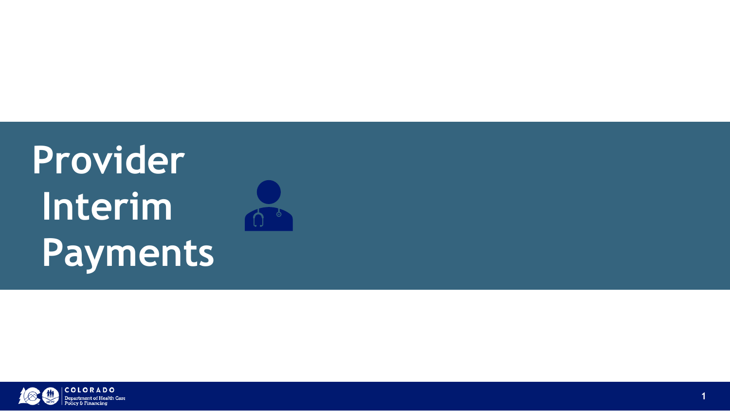# Provider Interim Payments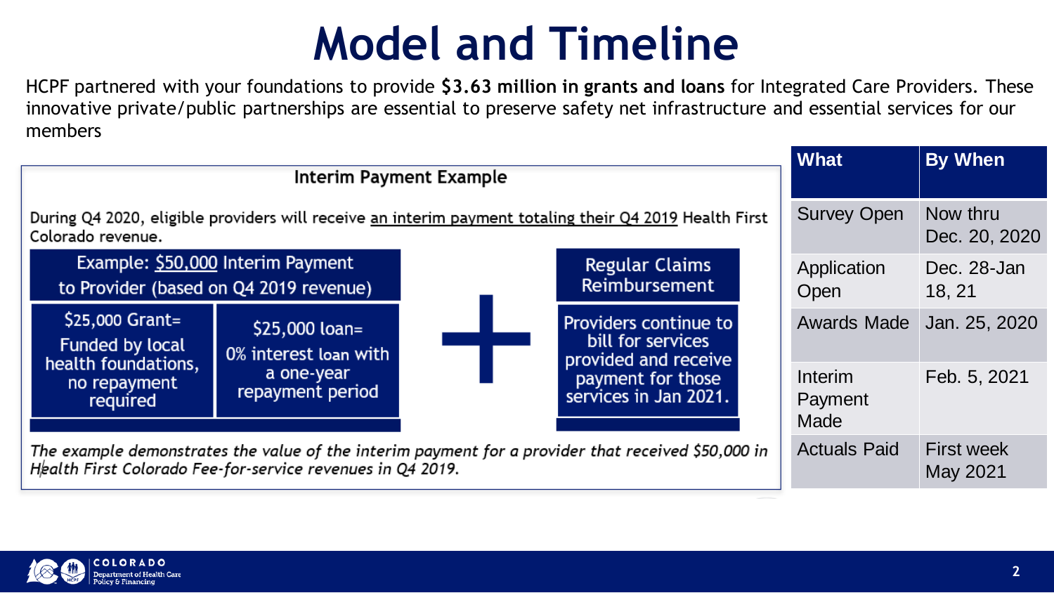# Model and Timeline

HCPF partnered with your foundations to provide **$3.63 million in grants and loans** for Integrated Care Providers. These innovative private/public partnerships are essential to preserve safety net infrastructure and essential services for our members

## Interim Payment Example

During Q4 2020, eligible providers will receive an interim payment totaling their Q4 2019 Health First Colorado revenue.

**Example: $50,000 Interim Payment to Provider (based on Q4 2019 revenue)**

- $25,000 Grant= Funded by local health foundations, no repayment required
- $25,000 loan= 0% interest loan with a one-year repayment period

**+**

**Regular Claims Reimbursement**

Providers continue to bill for services provided and receive payment for those services in Jan 2021.

*The example demonstrates the value of the interim payment for a provider that received $50,000 in Health First Colorado Fee-for-service revenues in Q4 2019.*

| What | By When |
| --- | --- |
| Survey Open | Now thru Dec. 20, 2020 |
| Application Open | Dec. 28-Jan 18, 21 |
| Awards Made | Jan. 25, 2020 |
| Interim Payment Made | Feb. 5, 2021 |
| Actuals Paid | First week May 2021 |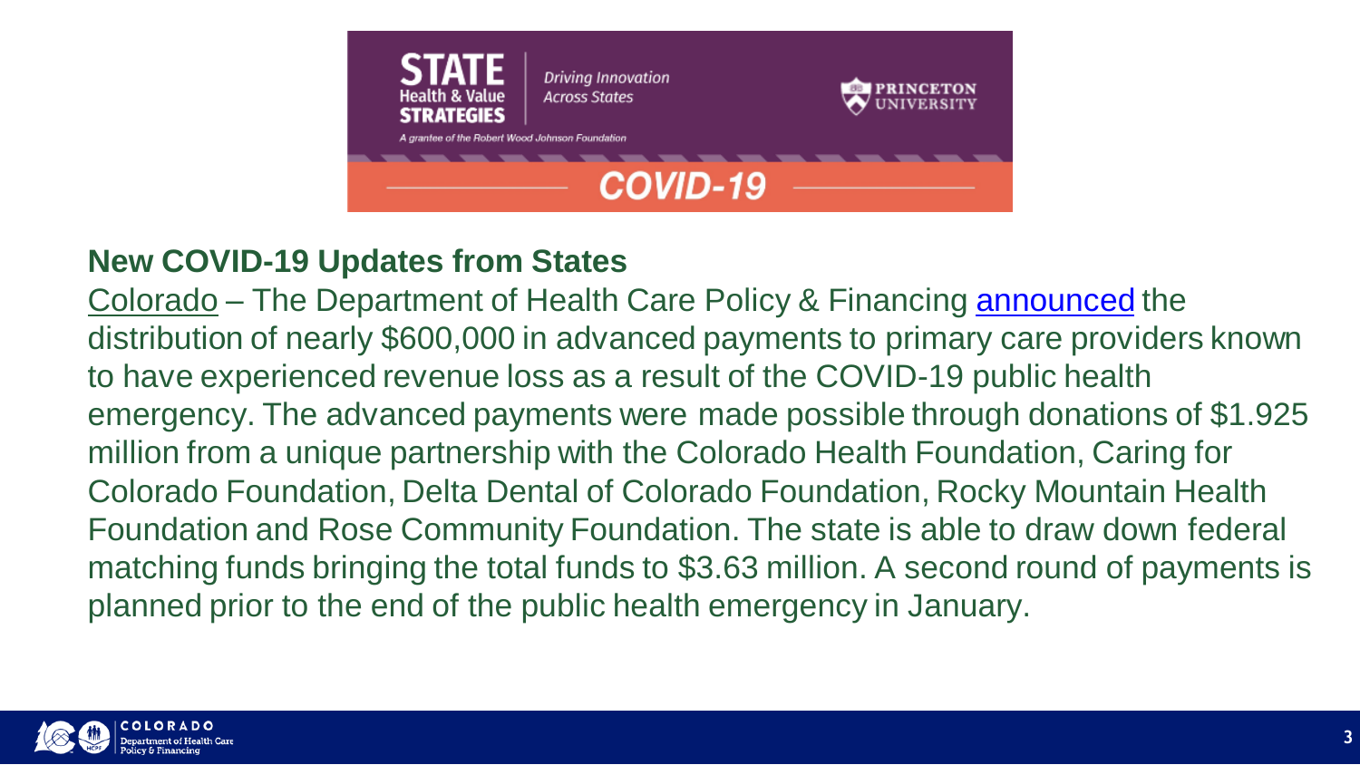STATE Health & Value STRATEGIES

*Driving Innovation Across States*

*A grantee of the Robert Wood Johnson Foundation*

PRINCETON UNIVERSITY

**COVID-19**

## New COVID-19 Updates from States

Colorado – The Department of Health Care Policy & Financing announced the distribution of nearly $600,000 in advanced payments to primary care providers known to have experienced revenue loss as a result of the COVID-19 public health emergency. The advanced payments were made possible through donations of $1.925 million from a unique partnership with the Colorado Health Foundation, Caring for Colorado Foundation, Delta Dental of Colorado Foundation, Rocky Mountain Health Foundation and Rose Community Foundation. The state is able to draw down federal matching funds bringing the total funds to $3.63 million. A second round of payments is planned prior to the end of the public health emergency in January.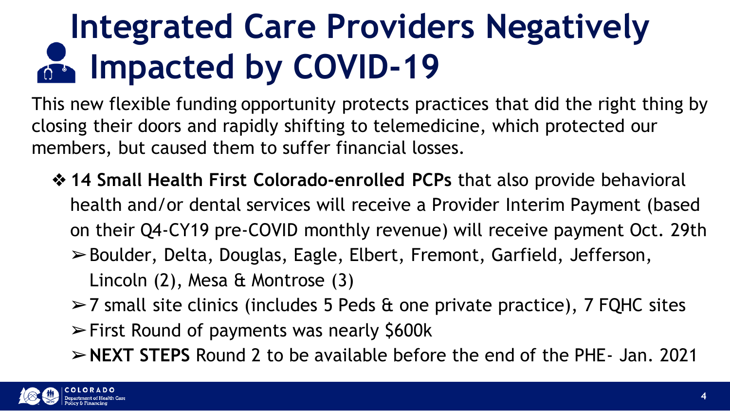# Integrated Care Providers Negatively Impacted by COVID-19

This new flexible funding opportunity protects practices that did the right thing by closing their doors and rapidly shifting to telemedicine, which protected our members, but caused them to suffer financial losses.

- **14 Small Health First Colorado-enrolled PCPs** that also provide behavioral health and/or dental services will receive a Provider Interim Payment (based on their Q4-CY19 pre-COVID monthly revenue) will receive payment Oct. 29th
  - Boulder, Delta, Douglas, Eagle, Elbert, Fremont, Garfield, Jefferson, Lincoln (2), Mesa & Montrose (3)
  - 7 small site clinics (includes 5 Peds & one private practice), 7 FQHC sites
  - First Round of payments was nearly $600k
  - **NEXT STEPS** Round 2 to be available before the end of the PHE- Jan. 2021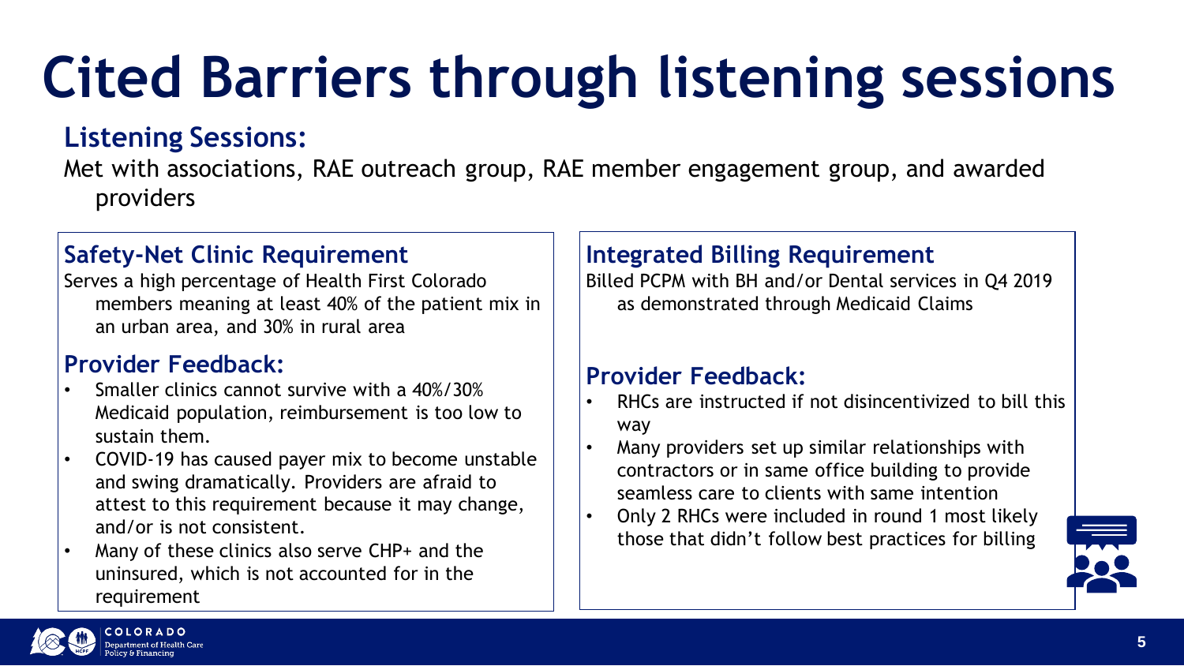# Cited Barriers through listening sessions

## Listening Sessions:

Met with associations, RAE outreach group, RAE member engagement group, and awarded providers

### Safety-Net Clinic Requirement

Serves a high percentage of Health First Colorado members meaning at least 40% of the patient mix in an urban area, and 30% in rural area

### Provider Feedback:

- Smaller clinics cannot survive with a 40%/30% Medicaid population, reimbursement is too low to sustain them.
- COVID-19 has caused payer mix to become unstable and swing dramatically. Providers are afraid to attest to this requirement because it may change, and/or is not consistent.
- Many of these clinics also serve CHP+ and the uninsured, which is not accounted for in the requirement

### Integrated Billing Requirement

Billed PCPM with BH and/or Dental services in Q4 2019 as demonstrated through Medicaid Claims

### Provider Feedback:

- RHCs are instructed if not disincentivized to bill this way
- Many providers set up similar relationships with contractors or in same office building to provide seamless care to clients with same intention
- Only 2 RHCs were included in round 1 most likely those that didn't follow best practices for billing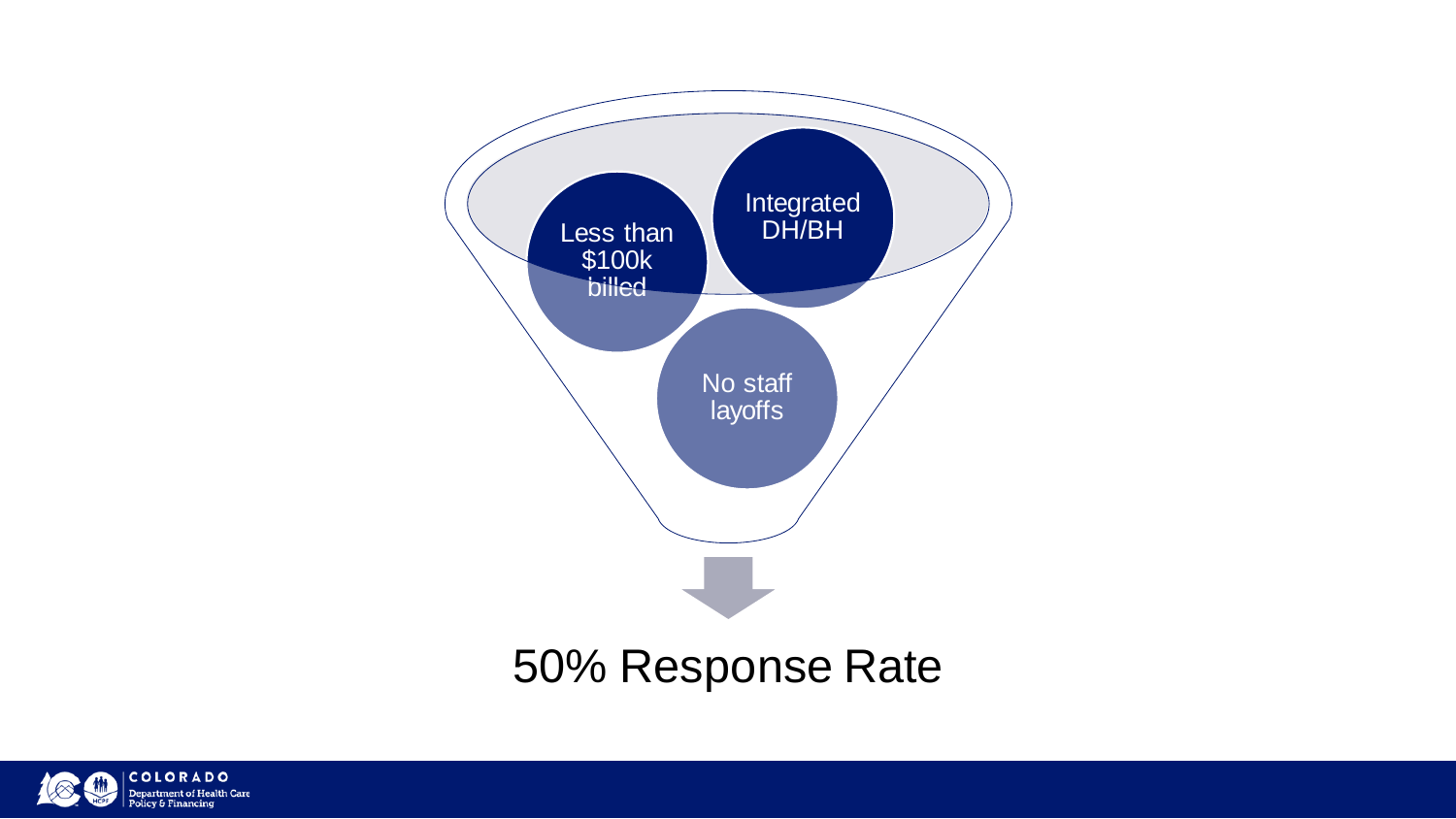Less than $100k billed

Integrated DH/BH

No staff layoffs

50% Response Rate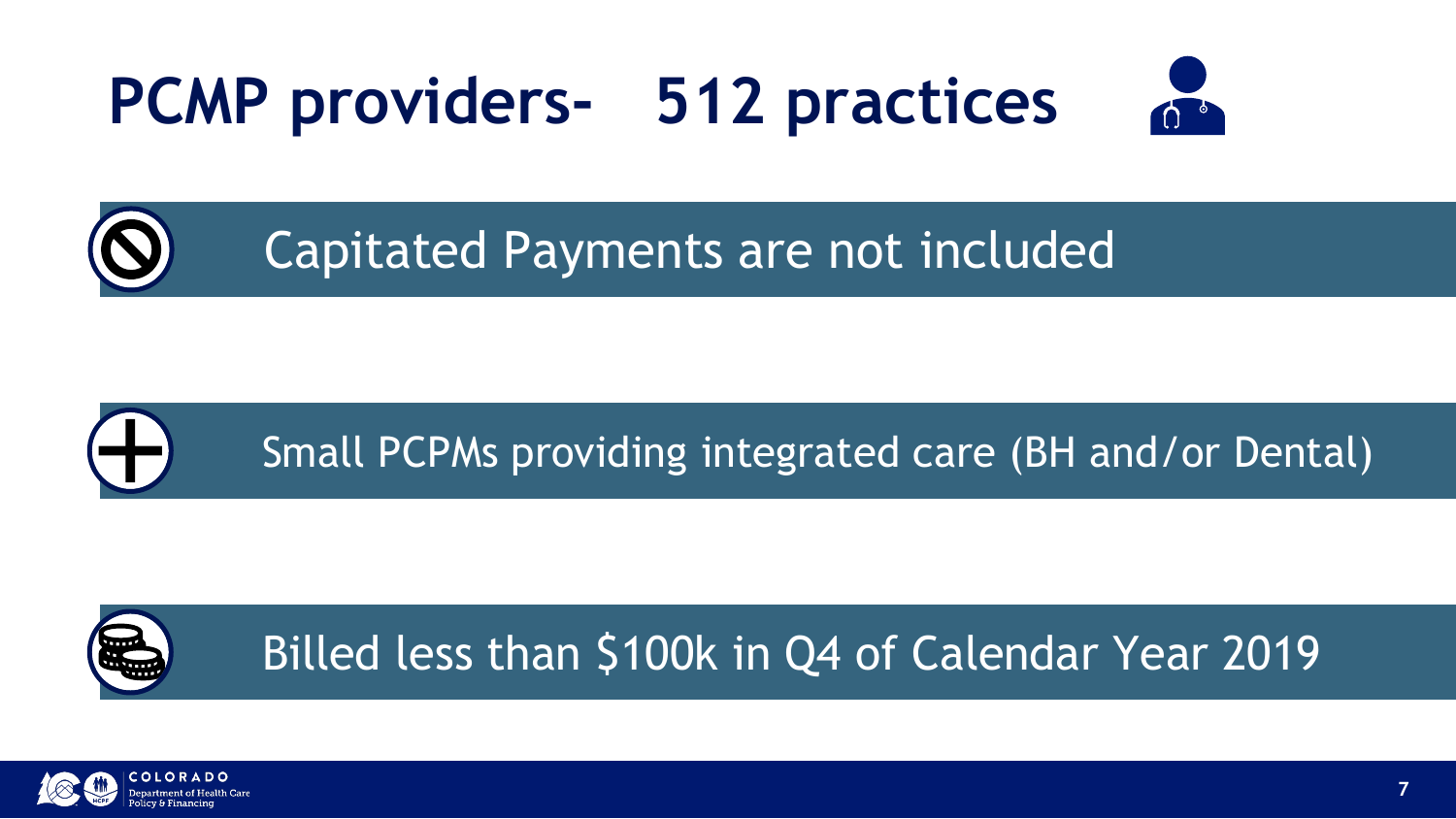# PCMP providers- 512 practices

Capitated Payments are not included

Small PCPMs providing integrated care (BH and/or Dental)

Billed less than $100k in Q4 of Calendar Year 2019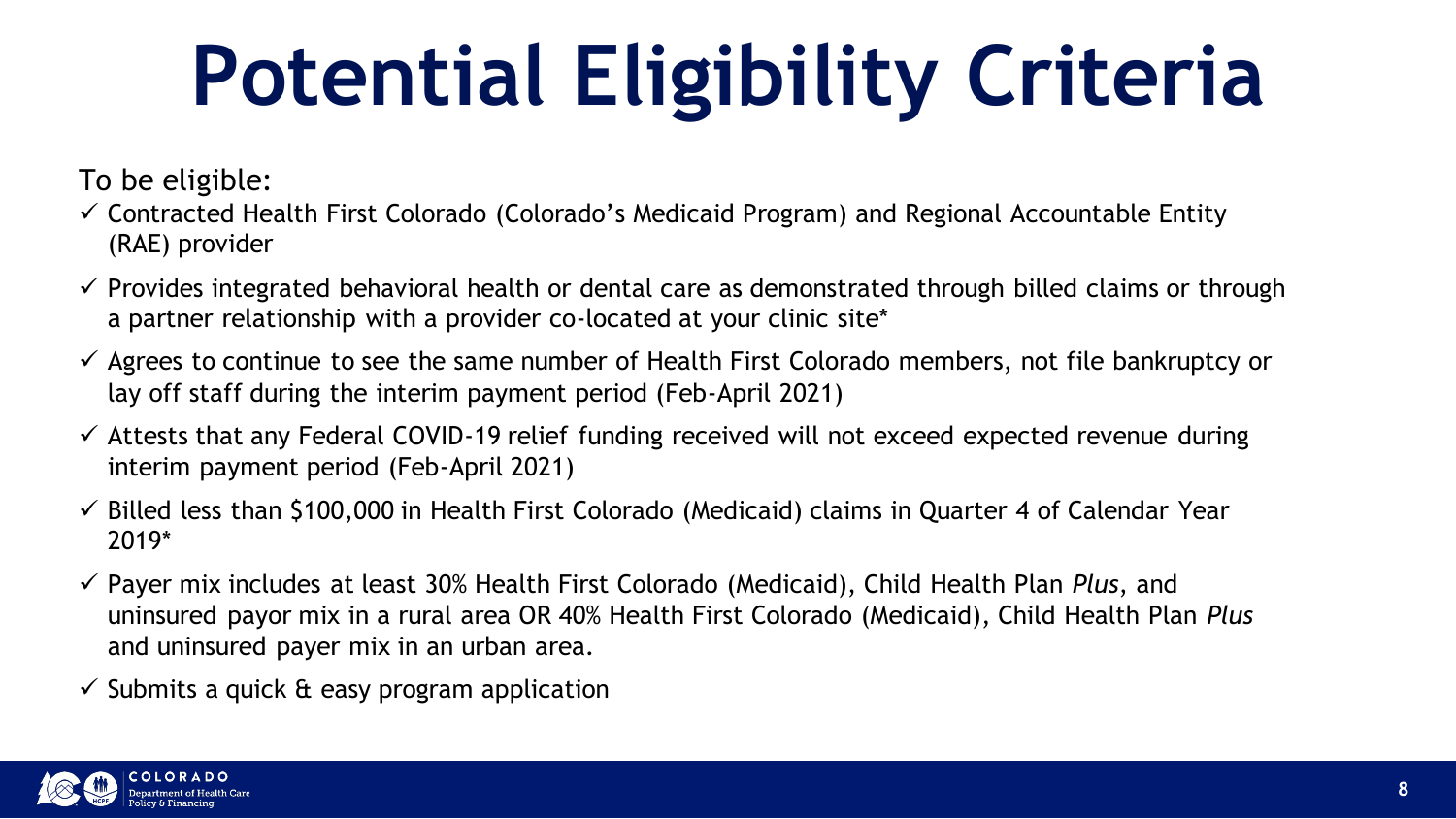# Potential Eligibility Criteria

To be eligible:

- ✓ Contracted Health First Colorado (Colorado's Medicaid Program) and Regional Accountable Entity (RAE) provider
- ✓ Provides integrated behavioral health or dental care as demonstrated through billed claims or through a partner relationship with a provider co-located at your clinic site*
- ✓ Agrees to continue to see the same number of Health First Colorado members, not file bankruptcy or lay off staff during the interim payment period (Feb-April 2021)
- ✓ Attests that any Federal COVID-19 relief funding received will not exceed expected revenue during interim payment period (Feb-April 2021)
- ✓ Billed less than $100,000 in Health First Colorado (Medicaid) claims in Quarter 4 of Calendar Year 2019*
- ✓ Payer mix includes at least 30% Health First Colorado (Medicaid), Child Health Plan *Plus*, and uninsured payor mix in a rural area OR 40% Health First Colorado (Medicaid), Child Health Plan *Plus* and uninsured payer mix in an urban area.
- ✓ Submits a quick & easy program application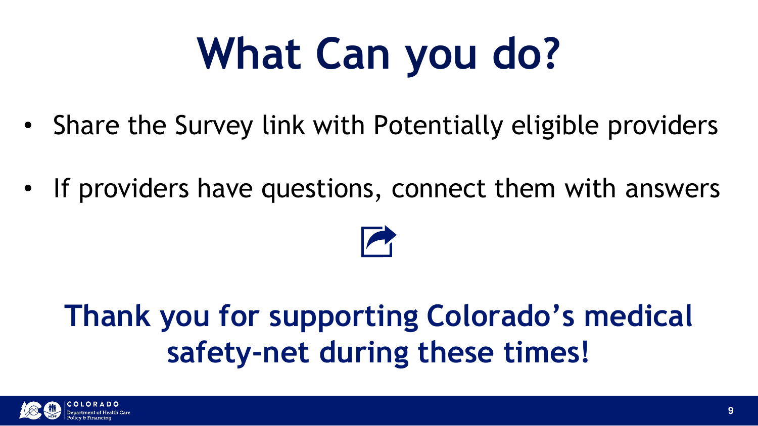# What Can you do?

- Share the Survey link with Potentially eligible providers
- If providers have questions, connect them with answers

## Thank you for supporting Colorado's medical safety-net during these times!